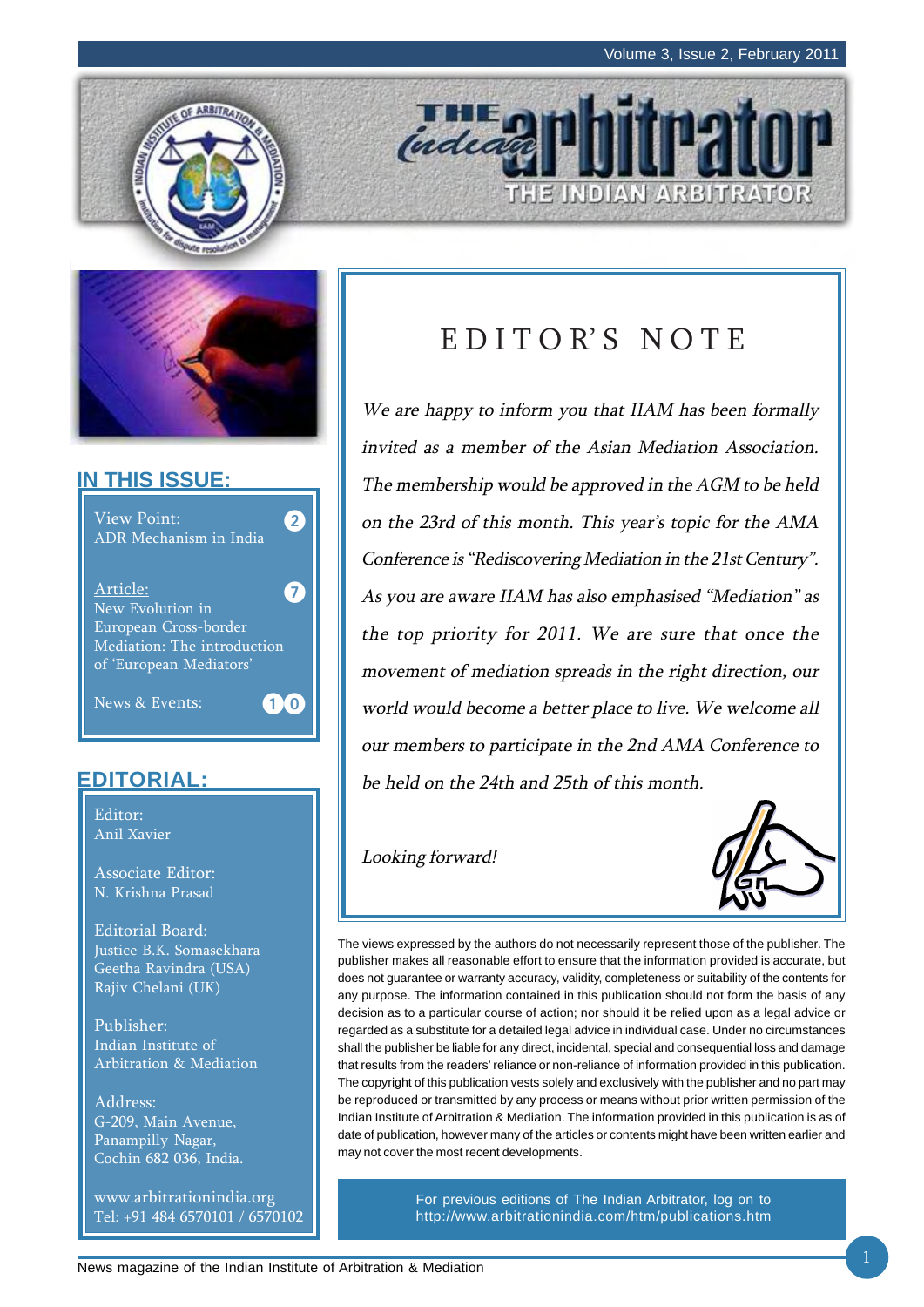# THE indian arbitrator

THE INDIAN ARBITRATOR

## IN THIS ISSUE:

View Point: ADR Mechanism in India — 2

Article: New Evolution in European Cross-border Mediation: The introduction of 'European Mediators' — 7

News & Events: 10

## EDITORIAL:

Editor:
Anil Xavier

Associate Editor:
N. Krishna Prasad

Editorial Board:
Justice B.K. Somasekhara
Geetha Ravindra (USA)
Rajiv Chelani (UK)

Publisher:
Indian Institute of Arbitration & Mediation

Address:
G-209, Main Avenue,
Panampilly Nagar,
Cochin 682 036, India.

www.arbitrationindia.org
Tel: +91 484 6570101 / 6570102

# EDITOR'S NOTE

*We are happy to inform you that IIAM has been formally invited as a member of the Asian Mediation Association. The membership would be approved in the AGM to be held on the 23rd of this month. This year's topic for the AMA Conference is "Rediscovering Mediation in the 21st Century". As you are aware IIAM has also emphasised "Mediation" as the top priority for 2011. We are sure that once the movement of mediation spreads in the right direction, our world would become a better place to live. We welcome all our members to participate in the 2nd AMA Conference to be held on the 24th and 25th of this month.*

*Looking forward!*

The views expressed by the authors do not necessarily represent those of the publisher. The publisher makes all reasonable effort to ensure that the information provided is accurate, but does not guarantee or warranty accuracy, validity, completeness or suitability of the contents for any purpose. The information contained in this publication should not form the basis of any decision as to a particular course of action; nor should it be relied upon as a legal advice or regarded as a substitute for a detailed legal advice in individual case. Under no circumstances shall the publisher be liable for any direct, incidental, special and consequential loss and damage that results from the readers' reliance or non-reliance of information provided in this publication. The copyright of this publication vests solely and exclusively with the publisher and no part may be reproduced or transmitted by any process or means without prior written permission of the Indian Institute of Arbitration & Mediation. The information provided in this publication is as of date of publication, however many of the articles or contents might have been written earlier and may not cover the most recent developments.

For previous editions of The Indian Arbitrator, log on to http://www.arbitrationindia.com/htm/publications.htm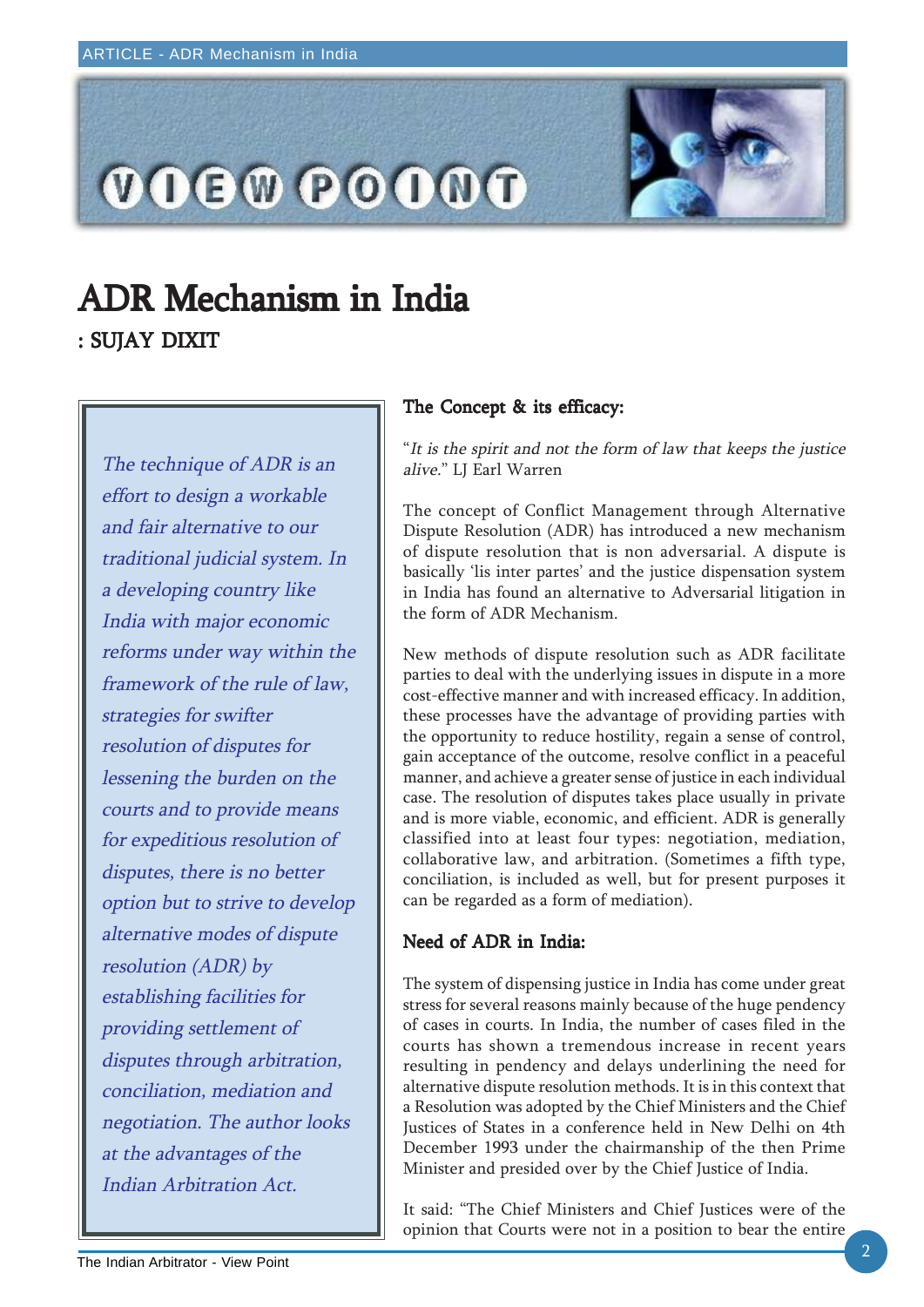# ADR Mechanism in India

: SUJAY DIXIT

*The technique of ADR is an effort to design a workable and fair alternative to our traditional judicial system. In a developing country like India with major economic reforms under way within the framework of the rule of law, strategies for swifter resolution of disputes for lessening the burden on the courts and to provide means for expeditious resolution of disputes, there is no better option but to strive to develop alternative modes of dispute resolution (ADR) by establishing facilities for providing settlement of disputes through arbitration, conciliation, mediation and negotiation. The author looks at the advantages of the Indian Arbitration Act.*

## The Concept & its efficacy:

"*It is the spirit and not the form of law that keeps the justice alive.*" LJ Earl Warren

The concept of Conflict Management through Alternative Dispute Resolution (ADR) has introduced a new mechanism of dispute resolution that is non adversarial. A dispute is basically 'lis inter partes' and the justice dispensation system in India has found an alternative to Adversarial litigation in the form of ADR Mechanism.

New methods of dispute resolution such as ADR facilitate parties to deal with the underlying issues in dispute in a more cost-effective manner and with increased efficacy. In addition, these processes have the advantage of providing parties with the opportunity to reduce hostility, regain a sense of control, gain acceptance of the outcome, resolve conflict in a peaceful manner, and achieve a greater sense of justice in each individual case. The resolution of disputes takes place usually in private and is more viable, economic, and efficient. ADR is generally classified into at least four types: negotiation, mediation, collaborative law, and arbitration. (Sometimes a fifth type, conciliation, is included as well, but for present purposes it can be regarded as a form of mediation).

## Need of ADR in India:

The system of dispensing justice in India has come under great stress for several reasons mainly because of the huge pendency of cases in courts. In India, the number of cases filed in the courts has shown a tremendous increase in recent years resulting in pendency and delays underlining the need for alternative dispute resolution methods. It is in this context that a Resolution was adopted by the Chief Ministers and the Chief Justices of States in a conference held in New Delhi on 4th December 1993 under the chairmanship of the then Prime Minister and presided over by the Chief Justice of India.

It said: "The Chief Ministers and Chief Justices were of the opinion that Courts were not in a position to bear the entire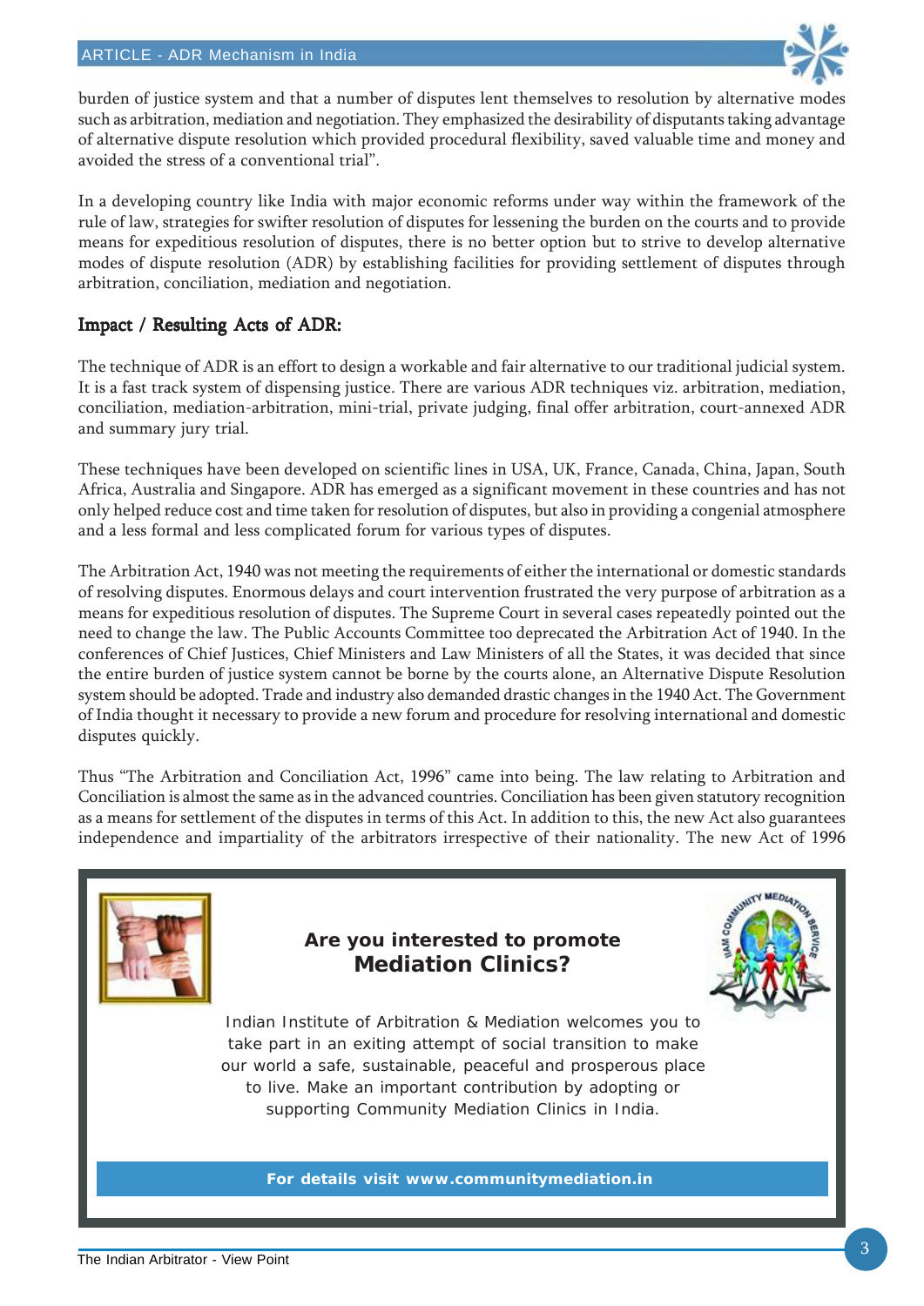burden of justice system and that a number of disputes lent themselves to resolution by alternative modes such as arbitration, mediation and negotiation. They emphasized the desirability of disputants taking advantage of alternative dispute resolution which provided procedural flexibility, saved valuable time and money and avoided the stress of a conventional trial".

In a developing country like India with major economic reforms under way within the framework of the rule of law, strategies for swifter resolution of disputes for lessening the burden on the courts and to provide means for expeditious resolution of disputes, there is no better option but to strive to develop alternative modes of dispute resolution (ADR) by establishing facilities for providing settlement of disputes through arbitration, conciliation, mediation and negotiation.

## Impact / Resulting Acts of ADR:

The technique of ADR is an effort to design a workable and fair alternative to our traditional judicial system. It is a fast track system of dispensing justice. There are various ADR techniques viz. arbitration, mediation, conciliation, mediation-arbitration, mini-trial, private judging, final offer arbitration, court-annexed ADR and summary jury trial.

These techniques have been developed on scientific lines in USA, UK, France, Canada, China, Japan, South Africa, Australia and Singapore. ADR has emerged as a significant movement in these countries and has not only helped reduce cost and time taken for resolution of disputes, but also in providing a congenial atmosphere and a less formal and less complicated forum for various types of disputes.

The Arbitration Act, 1940 was not meeting the requirements of either the international or domestic standards of resolving disputes. Enormous delays and court intervention frustrated the very purpose of arbitration as a means for expeditious resolution of disputes. The Supreme Court in several cases repeatedly pointed out the need to change the law. The Public Accounts Committee too deprecated the Arbitration Act of 1940. In the conferences of Chief Justices, Chief Ministers and Law Ministers of all the States, it was decided that since the entire burden of justice system cannot be borne by the courts alone, an Alternative Dispute Resolution system should be adopted. Trade and industry also demanded drastic changes in the 1940 Act. The Government of India thought it necessary to provide a new forum and procedure for resolving international and domestic disputes quickly.

Thus "The Arbitration and Conciliation Act, 1996" came into being. The law relating to Arbitration and Conciliation is almost the same as in the advanced countries. Conciliation has been given statutory recognition as a means for settlement of the disputes in terms of this Act. In addition to this, the new Act also guarantees independence and impartiality of the arbitrators irrespective of their nationality. The new Act of 1996

**Are you interested to promote Mediation Clinics?**

Indian Institute of Arbitration & Mediation welcomes you to take part in an exiting attempt of social transition to make our world a safe, sustainable, peaceful and prosperous place to live. Make an important contribution by adopting or supporting Community Mediation Clinics in India.

**For details visit www.communitymediation.in**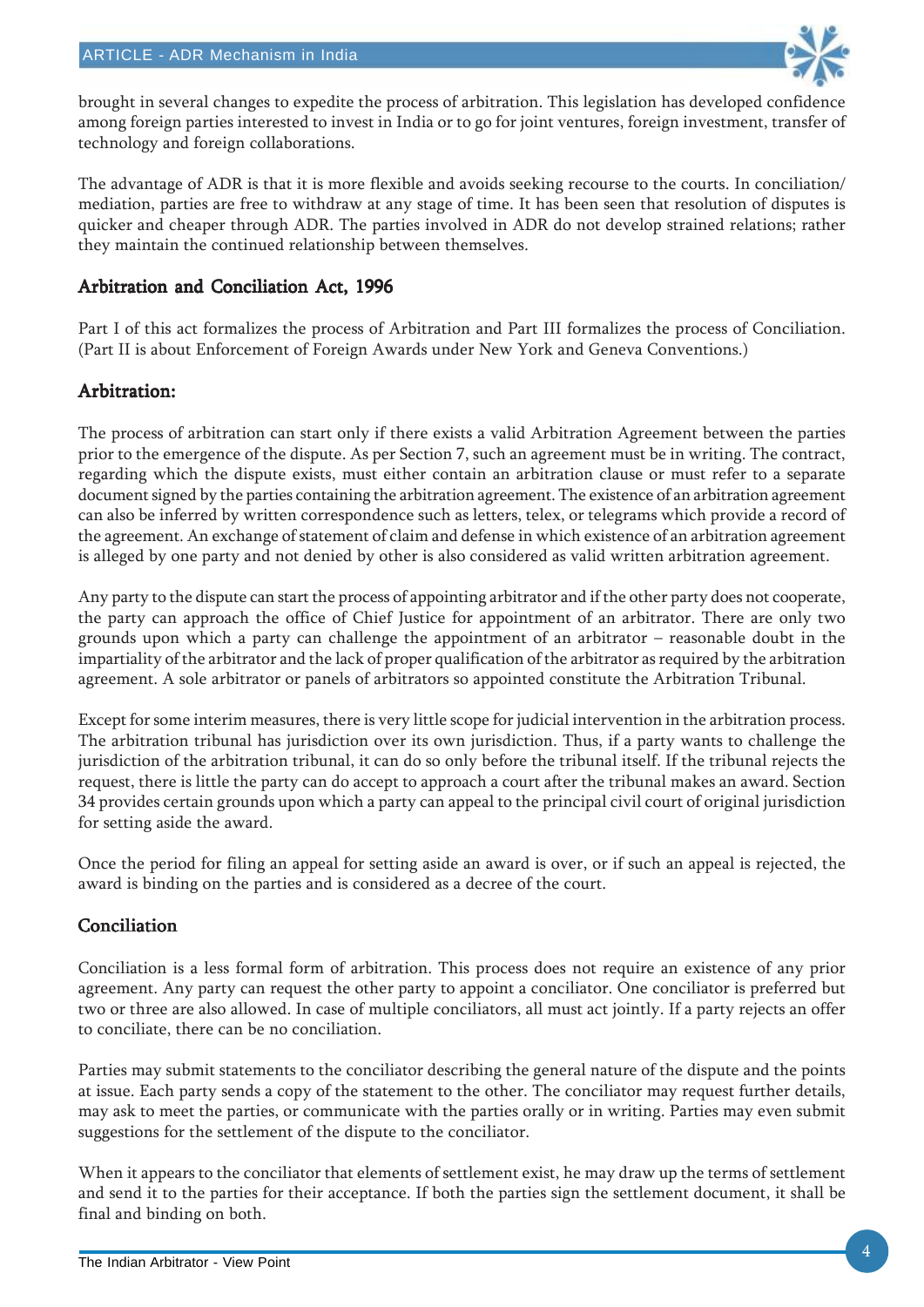brought in several changes to expedite the process of arbitration. This legislation has developed confidence among foreign parties interested to invest in India or to go for joint ventures, foreign investment, transfer of technology and foreign collaborations.

The advantage of ADR is that it is more flexible and avoids seeking recourse to the courts. In conciliation/ mediation, parties are free to withdraw at any stage of time. It has been seen that resolution of disputes is quicker and cheaper through ADR. The parties involved in ADR do not develop strained relations; rather they maintain the continued relationship between themselves.

## Arbitration and Conciliation Act, 1996

Part I of this act formalizes the process of Arbitration and Part III formalizes the process of Conciliation. (Part II is about Enforcement of Foreign Awards under New York and Geneva Conventions.)

## Arbitration:

The process of arbitration can start only if there exists a valid Arbitration Agreement between the parties prior to the emergence of the dispute. As per Section 7, such an agreement must be in writing. The contract, regarding which the dispute exists, must either contain an arbitration clause or must refer to a separate document signed by the parties containing the arbitration agreement. The existence of an arbitration agreement can also be inferred by written correspondence such as letters, telex, or telegrams which provide a record of the agreement. An exchange of statement of claim and defense in which existence of an arbitration agreement is alleged by one party and not denied by other is also considered as valid written arbitration agreement.

Any party to the dispute can start the process of appointing arbitrator and if the other party does not cooperate, the party can approach the office of Chief Justice for appointment of an arbitrator. There are only two grounds upon which a party can challenge the appointment of an arbitrator – reasonable doubt in the impartiality of the arbitrator and the lack of proper qualification of the arbitrator as required by the arbitration agreement. A sole arbitrator or panels of arbitrators so appointed constitute the Arbitration Tribunal.

Except for some interim measures, there is very little scope for judicial intervention in the arbitration process. The arbitration tribunal has jurisdiction over its own jurisdiction. Thus, if a party wants to challenge the jurisdiction of the arbitration tribunal, it can do so only before the tribunal itself. If the tribunal rejects the request, there is little the party can do accept to approach a court after the tribunal makes an award. Section 34 provides certain grounds upon which a party can appeal to the principal civil court of original jurisdiction for setting aside the award.

Once the period for filing an appeal for setting aside an award is over, or if such an appeal is rejected, the award is binding on the parties and is considered as a decree of the court.

## Conciliation

Conciliation is a less formal form of arbitration. This process does not require an existence of any prior agreement. Any party can request the other party to appoint a conciliator. One conciliator is preferred but two or three are also allowed. In case of multiple conciliators, all must act jointly. If a party rejects an offer to conciliate, there can be no conciliation.

Parties may submit statements to the conciliator describing the general nature of the dispute and the points at issue. Each party sends a copy of the statement to the other. The conciliator may request further details, may ask to meet the parties, or communicate with the parties orally or in writing. Parties may even submit suggestions for the settlement of the dispute to the conciliator.

When it appears to the conciliator that elements of settlement exist, he may draw up the terms of settlement and send it to the parties for their acceptance. If both the parties sign the settlement document, it shall be final and binding on both.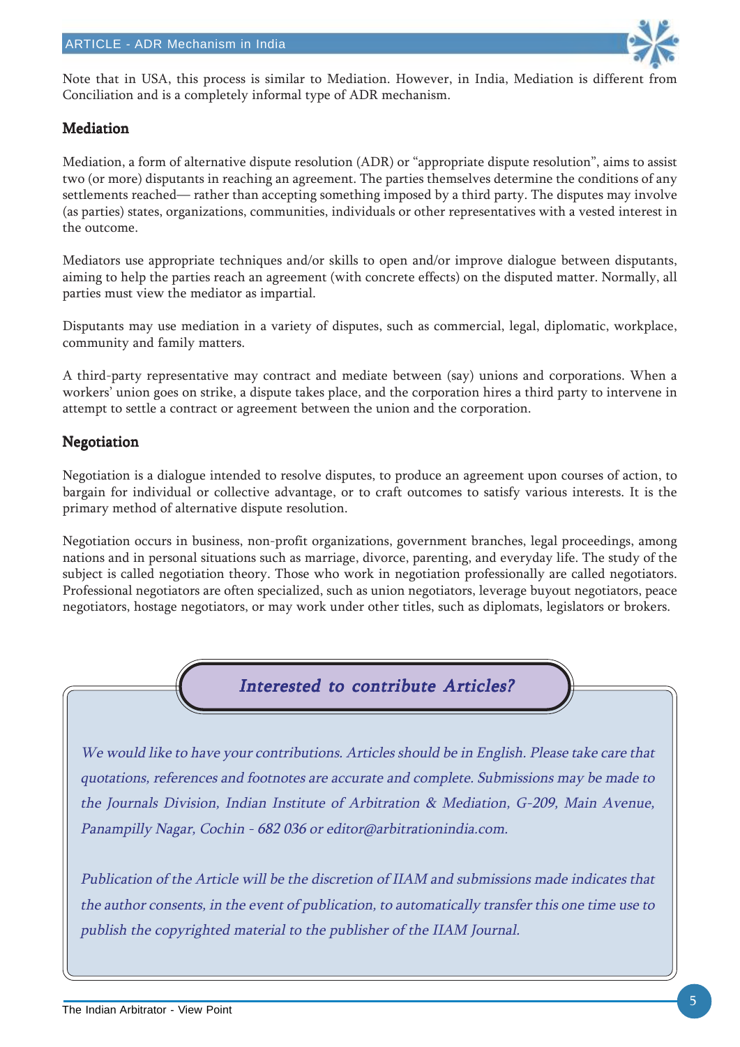Note that in USA, this process is similar to Mediation. However, in India, Mediation is different from Conciliation and is a completely informal type of ADR mechanism.

## Mediation

Mediation, a form of alternative dispute resolution (ADR) or "appropriate dispute resolution", aims to assist two (or more) disputants in reaching an agreement. The parties themselves determine the conditions of any settlements reached— rather than accepting something imposed by a third party. The disputes may involve (as parties) states, organizations, communities, individuals or other representatives with a vested interest in the outcome.

Mediators use appropriate techniques and/or skills to open and/or improve dialogue between disputants, aiming to help the parties reach an agreement (with concrete effects) on the disputed matter. Normally, all parties must view the mediator as impartial.

Disputants may use mediation in a variety of disputes, such as commercial, legal, diplomatic, workplace, community and family matters.

A third-party representative may contract and mediate between (say) unions and corporations. When a workers' union goes on strike, a dispute takes place, and the corporation hires a third party to intervene in attempt to settle a contract or agreement between the union and the corporation.

## Negotiation

Negotiation is a dialogue intended to resolve disputes, to produce an agreement upon courses of action, to bargain for individual or collective advantage, or to craft outcomes to satisfy various interests. It is the primary method of alternative dispute resolution.

Negotiation occurs in business, non-profit organizations, government branches, legal proceedings, among nations and in personal situations such as marriage, divorce, parenting, and everyday life. The study of the subject is called negotiation theory. Those who work in negotiation professionally are called negotiators. Professional negotiators are often specialized, such as union negotiators, leverage buyout negotiators, peace negotiators, hostage negotiators, or may work under other titles, such as diplomats, legislators or brokers.

### *Interested to contribute Articles?*

*We would like to have your contributions. Articles should be in English. Please take care that quotations, references and footnotes are accurate and complete. Submissions may be made to the Journals Division, Indian Institute of Arbitration & Mediation, G-209, Main Avenue, Panampilly Nagar, Cochin - 682 036 or editor@arbitrationindia.com.*

*Publication of the Article will be the discretion of IIAM and submissions made indicates that the author consents, in the event of publication, to automatically transfer this one time use to publish the copyrighted material to the publisher of the IIAM Journal.*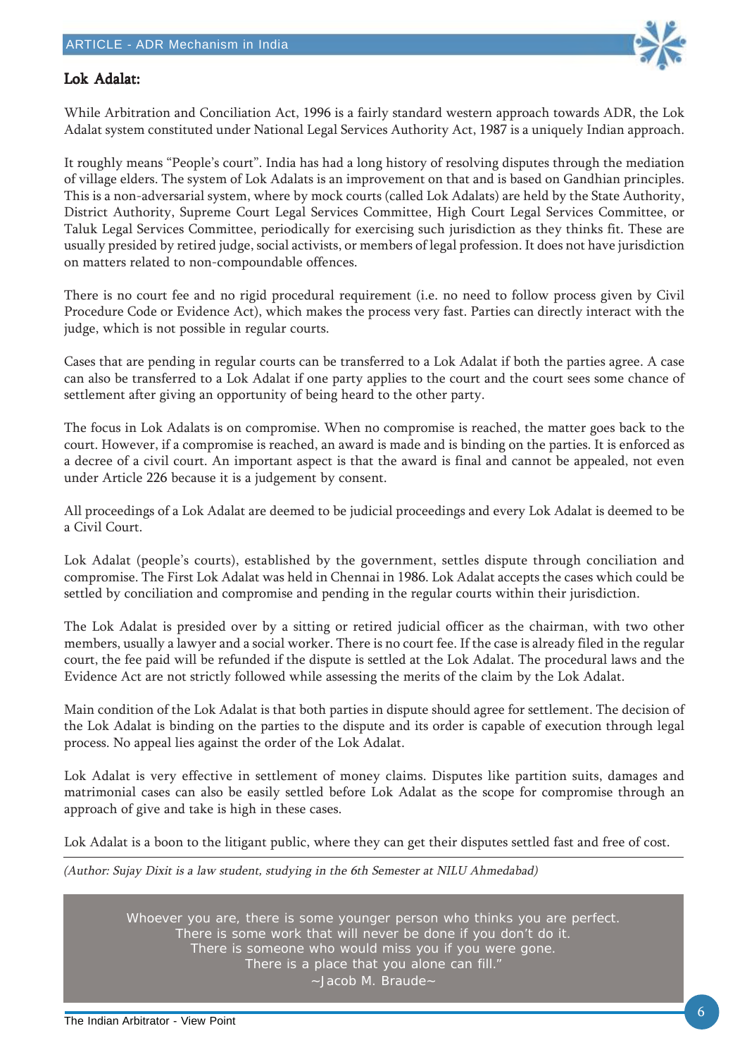## Lok Adalat:

While Arbitration and Conciliation Act, 1996 is a fairly standard western approach towards ADR, the Lok Adalat system constituted under National Legal Services Authority Act, 1987 is a uniquely Indian approach.

It roughly means "People's court". India has had a long history of resolving disputes through the mediation of village elders. The system of Lok Adalats is an improvement on that and is based on Gandhian principles. This is a non-adversarial system, where by mock courts (called Lok Adalats) are held by the State Authority, District Authority, Supreme Court Legal Services Committee, High Court Legal Services Committee, or Taluk Legal Services Committee, periodically for exercising such jurisdiction as they thinks fit. These are usually presided by retired judge, social activists, or members of legal profession. It does not have jurisdiction on matters related to non-compoundable offences.

There is no court fee and no rigid procedural requirement (i.e. no need to follow process given by Civil Procedure Code or Evidence Act), which makes the process very fast. Parties can directly interact with the judge, which is not possible in regular courts.

Cases that are pending in regular courts can be transferred to a Lok Adalat if both the parties agree. A case can also be transferred to a Lok Adalat if one party applies to the court and the court sees some chance of settlement after giving an opportunity of being heard to the other party.

The focus in Lok Adalats is on compromise. When no compromise is reached, the matter goes back to the court. However, if a compromise is reached, an award is made and is binding on the parties. It is enforced as a decree of a civil court. An important aspect is that the award is final and cannot be appealed, not even under Article 226 because it is a judgement by consent.

All proceedings of a Lok Adalat are deemed to be judicial proceedings and every Lok Adalat is deemed to be a Civil Court.

Lok Adalat (people's courts), established by the government, settles dispute through conciliation and compromise. The First Lok Adalat was held in Chennai in 1986. Lok Adalat accepts the cases which could be settled by conciliation and compromise and pending in the regular courts within their jurisdiction.

The Lok Adalat is presided over by a sitting or retired judicial officer as the chairman, with two other members, usually a lawyer and a social worker. There is no court fee. If the case is already filed in the regular court, the fee paid will be refunded if the dispute is settled at the Lok Adalat. The procedural laws and the Evidence Act are not strictly followed while assessing the merits of the claim by the Lok Adalat.

Main condition of the Lok Adalat is that both parties in dispute should agree for settlement. The decision of the Lok Adalat is binding on the parties to the dispute and its order is capable of execution through legal process. No appeal lies against the order of the Lok Adalat.

Lok Adalat is very effective in settlement of money claims. Disputes like partition suits, damages and matrimonial cases can also be easily settled before Lok Adalat as the scope for compromise through an approach of give and take is high in these cases.

Lok Adalat is a boon to the litigant public, where they can get their disputes settled fast and free of cost.

---

*(Author: Sujay Dixit is a law student, studying in the 6th Semester at NILU Ahmedabad)*

> Whoever you are, there is some younger person who thinks you are perfect.
> There is some work that will never be done if you don't do it.
> There is someone who would miss you if you were gone.
> There is a place that you alone can fill."
> ~Jacob M. Braude~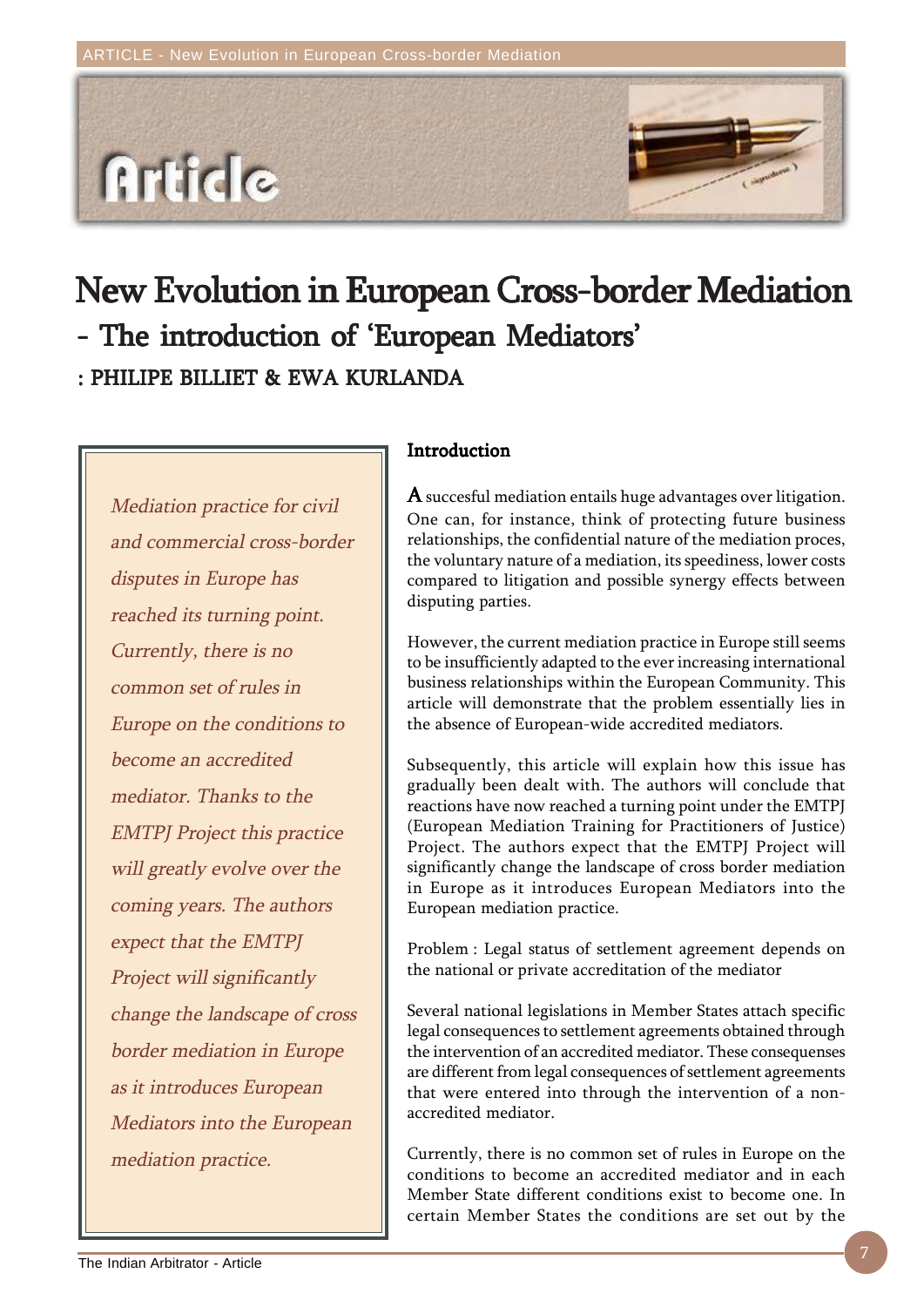# New Evolution in European Cross-border Mediation

## - The introduction of 'European Mediators'

**: PHILIPE BILLIET & EWA KURLANDA**

*Mediation practice for civil and commercial cross-border disputes in Europe has reached its turning point. Currently, there is no common set of rules in Europe on the conditions to become an accredited mediator. Thanks to the EMTPJ Project this practice will greatly evolve over the coming years. The authors expect that the EMTPJ Project will significantly change the landscape of cross border mediation in Europe as it introduces European Mediators into the European mediation practice.*

### Introduction

A succesful mediation entails huge advantages over litigation. One can, for instance, think of protecting future business relationships, the confidential nature of the mediation proces, the voluntary nature of a mediation, its speediness, lower costs compared to litigation and possible synergy effects between disputing parties.

However, the current mediation practice in Europe still seems to be insufficiently adapted to the ever increasing international business relationships within the European Community. This article will demonstrate that the problem essentially lies in the absence of European-wide accredited mediators.

Subsequently, this article will explain how this issue has gradually been dealt with. The authors will conclude that reactions have now reached a turning point under the EMTPJ (European Mediation Training for Practitioners of Justice) Project. The authors expect that the EMTPJ Project will significantly change the landscape of cross border mediation in Europe as it introduces European Mediators into the European mediation practice.

Problem : Legal status of settlement agreement depends on the national or private accreditation of the mediator

Several national legislations in Member States attach specific legal consequences to settlement agreements obtained through the intervention of an accredited mediator. These consequenses are different from legal consequences of settlement agreements that were entered into through the intervention of a non-accredited mediator.

Currently, there is no common set of rules in Europe on the conditions to become an accredited mediator and in each Member State different conditions exist to become one. In certain Member States the conditions are set out by the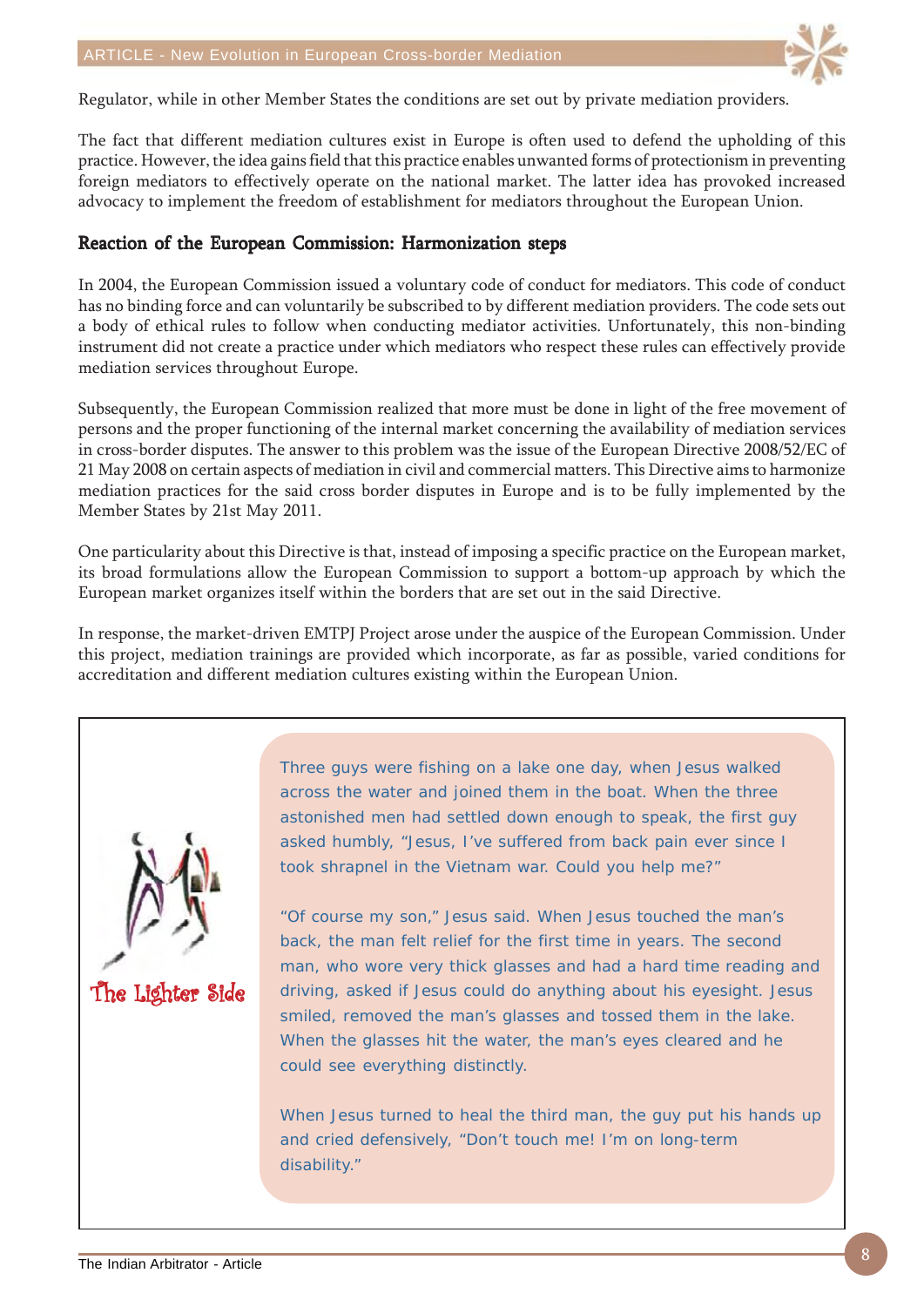Regulator, while in other Member States the conditions are set out by private mediation providers.

The fact that different mediation cultures exist in Europe is often used to defend the upholding of this practice. However, the idea gains field that this practice enables unwanted forms of protectionism in preventing foreign mediators to effectively operate on the national market. The latter idea has provoked increased advocacy to implement the freedom of establishment for mediators throughout the European Union.

## Reaction of the European Commission: Harmonization steps

In 2004, the European Commission issued a voluntary code of conduct for mediators. This code of conduct has no binding force and can voluntarily be subscribed to by different mediation providers. The code sets out a body of ethical rules to follow when conducting mediator activities. Unfortunately, this non-binding instrument did not create a practice under which mediators who respect these rules can effectively provide mediation services throughout Europe.

Subsequently, the European Commission realized that more must be done in light of the free movement of persons and the proper functioning of the internal market concerning the availability of mediation services in cross-border disputes. The answer to this problem was the issue of the European Directive 2008/52/EC of 21 May 2008 on certain aspects of mediation in civil and commercial matters. This Directive aims to harmonize mediation practices for the said cross border disputes in Europe and is to be fully implemented by the Member States by 21st May 2011.

One particularity about this Directive is that, instead of imposing a specific practice on the European market, its broad formulations allow the European Commission to support a bottom-up approach by which the European market organizes itself within the borders that are set out in the said Directive.

In response, the market-driven EMTPJ Project arose under the auspice of the European Commission. Under this project, mediation trainings are provided which incorporate, as far as possible, varied conditions for accreditation and different mediation cultures existing within the European Union.

**The Lighter Side**

Three guys were fishing on a lake one day, when Jesus walked across the water and joined them in the boat. When the three astonished men had settled down enough to speak, the first guy asked humbly, "Jesus, I've suffered from back pain ever since I took shrapnel in the Vietnam war. Could you help me?"

"Of course my son," Jesus said. When Jesus touched the man's back, the man felt relief for the first time in years. The second man, who wore very thick glasses and had a hard time reading and driving, asked if Jesus could do anything about his eyesight. Jesus smiled, removed the man's glasses and tossed them in the lake. When the glasses hit the water, the man's eyes cleared and he could see everything distinctly.

When Jesus turned to heal the third man, the guy put his hands up and cried defensively, "Don't touch me! I'm on long-term disability."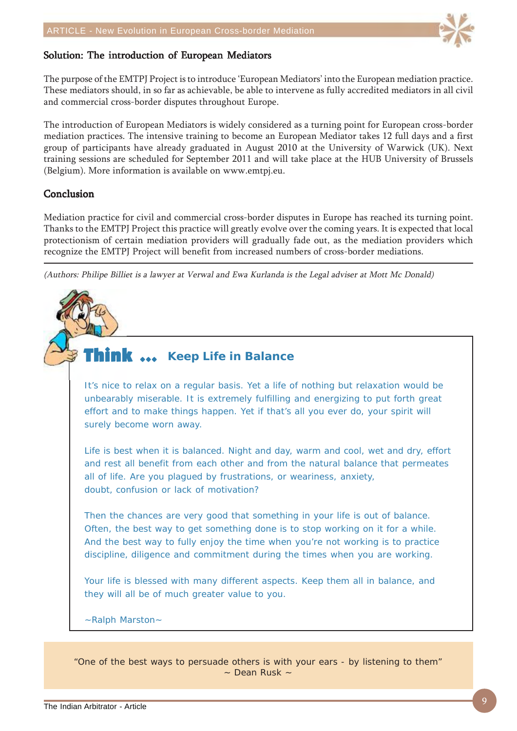## Solution: The introduction of European Mediators

The purpose of the EMTPJ Project is to introduce 'European Mediators' into the European mediation practice. These mediators should, in so far as achievable, be able to intervene as fully accredited mediators in all civil and commercial cross-border disputes throughout Europe.

The introduction of European Mediators is widely considered as a turning point for European cross-border mediation practices. The intensive training to become an European Mediator takes 12 full days and a first group of participants have already graduated in August 2010 at the University of Warwick (UK). Next training sessions are scheduled for September 2011 and will take place at the HUB University of Brussels (Belgium). More information is available on www.emtpj.eu.

## Conclusion

Mediation practice for civil and commercial cross-border disputes in Europe has reached its turning point. Thanks to the EMTPJ Project this practice will greatly evolve over the coming years. It is expected that local protectionism of certain mediation providers will gradually fade out, as the mediation providers which recognize the EMTPJ Project will benefit from increased numbers of cross-border mediations.

*(Authors: Philipe Billiet is a lawyer at Verwal and Ewa Kurlanda is the Legal adviser at Mott Mc Donald)*

---

### Think ... Keep Life in Balance

It's nice to relax on a regular basis. Yet a life of nothing but relaxation would be unbearably miserable. It is extremely fulfilling and energizing to put forth great effort and to make things happen. Yet if that's all you ever do, your spirit will surely become worn away.

Life is best when it is balanced. Night and day, warm and cool, wet and dry, effort and rest all benefit from each other and from the natural balance that permeates all of life. Are you plagued by frustrations, or weariness, anxiety, doubt, confusion or lack of motivation?

Then the chances are very good that something in your life is out of balance. Often, the best way to get something done is to stop working on it for a while. And the best way to fully enjoy the time when you're not working is to practice discipline, diligence and commitment during the times when you are working.

Your life is blessed with many different aspects. Keep them all in balance, and they will all be of much greater value to you.

~Ralph Marston~

---

"One of the best ways to persuade others is with your ears - by listening to them"
~ Dean Rusk ~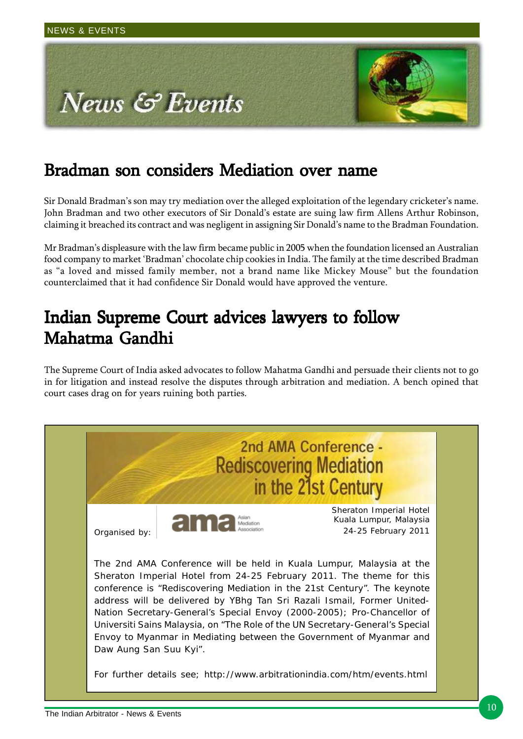# News & Events

## Bradman son considers Mediation over name

Sir Donald Bradman's son may try mediation over the alleged exploitation of the legendary cricketer's name. John Bradman and two other executors of Sir Donald's estate are suing law firm Allens Arthur Robinson, claiming it breached its contract and was negligent in assigning Sir Donald's name to the Bradman Foundation.

Mr Bradman's displeasure with the law firm became public in 2005 when the foundation licensed an Australian food company to market 'Bradman' chocolate chip cookies in India. The family at the time described Bradman as "a loved and missed family member, not a brand name like Mickey Mouse" but the foundation counterclaimed that it had confidence Sir Donald would have approved the venture.

## Indian Supreme Court advices lawyers to follow Mahatma Gandhi

The Supreme Court of India asked advocates to follow Mahatma Gandhi and persuade their clients not to go in for litigation and instead resolve the disputes through arbitration and mediation. A bench opined that court cases drag on for years ruining both parties.

### 2nd AMA Conference - Rediscovering Mediation in the 21st Century

Organised by: ama Asian Mediation Association

Sheraton Imperial Hotel
Kuala Lumpur, Malaysia
24-25 February 2011

The 2nd AMA Conference will be held in Kuala Lumpur, Malaysia at the Sheraton Imperial Hotel from 24-25 February 2011. The theme for this conference is "Rediscovering Mediation in the 21st Century". The keynote address will be delivered by YBhg Tan Sri Razali Ismail, Former United-Nation Secretary-General's Special Envoy (2000-2005); Pro-Chancellor of Universiti Sains Malaysia, on "The Role of the UN Secretary-General's Special Envoy to Myanmar in Mediating between the Government of Myanmar and Daw Aung San Suu Kyi".

For further details see; http://www.arbitrationindia.com/htm/events.html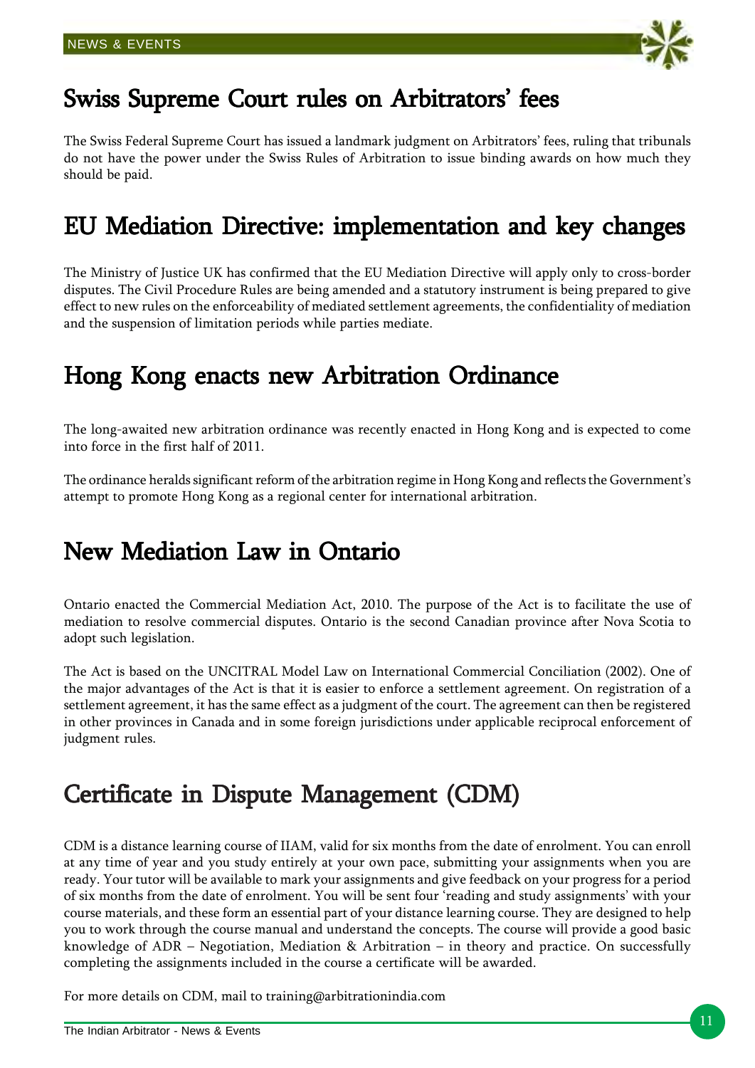## Swiss Supreme Court rules on Arbitrators' fees

The Swiss Federal Supreme Court has issued a landmark judgment on Arbitrators' fees, ruling that tribunals do not have the power under the Swiss Rules of Arbitration to issue binding awards on how much they should be paid.

## EU Mediation Directive: implementation and key changes

The Ministry of Justice UK has confirmed that the EU Mediation Directive will apply only to cross-border disputes. The Civil Procedure Rules are being amended and a statutory instrument is being prepared to give effect to new rules on the enforceability of mediated settlement agreements, the confidentiality of mediation and the suspension of limitation periods while parties mediate.

## Hong Kong enacts new Arbitration Ordinance

The long-awaited new arbitration ordinance was recently enacted in Hong Kong and is expected to come into force in the first half of 2011.

The ordinance heralds significant reform of the arbitration regime in Hong Kong and reflects the Government's attempt to promote Hong Kong as a regional center for international arbitration.

## New Mediation Law in Ontario

Ontario enacted the Commercial Mediation Act, 2010. The purpose of the Act is to facilitate the use of mediation to resolve commercial disputes. Ontario is the second Canadian province after Nova Scotia to adopt such legislation.

The Act is based on the UNCITRAL Model Law on International Commercial Conciliation (2002). One of the major advantages of the Act is that it is easier to enforce a settlement agreement. On registration of a settlement agreement, it has the same effect as a judgment of the court. The agreement can then be registered in other provinces in Canada and in some foreign jurisdictions under applicable reciprocal enforcement of judgment rules.

## Certificate in Dispute Management (CDM)

CDM is a distance learning course of IIAM, valid for six months from the date of enrolment. You can enroll at any time of year and you study entirely at your own pace, submitting your assignments when you are ready. Your tutor will be available to mark your assignments and give feedback on your progress for a period of six months from the date of enrolment. You will be sent four 'reading and study assignments' with your course materials, and these form an essential part of your distance learning course. They are designed to help you to work through the course manual and understand the concepts. The course will provide a good basic knowledge of ADR – Negotiation, Mediation & Arbitration – in theory and practice. On successfully completing the assignments included in the course a certificate will be awarded.

For more details on CDM, mail to training@arbitrationindia.com